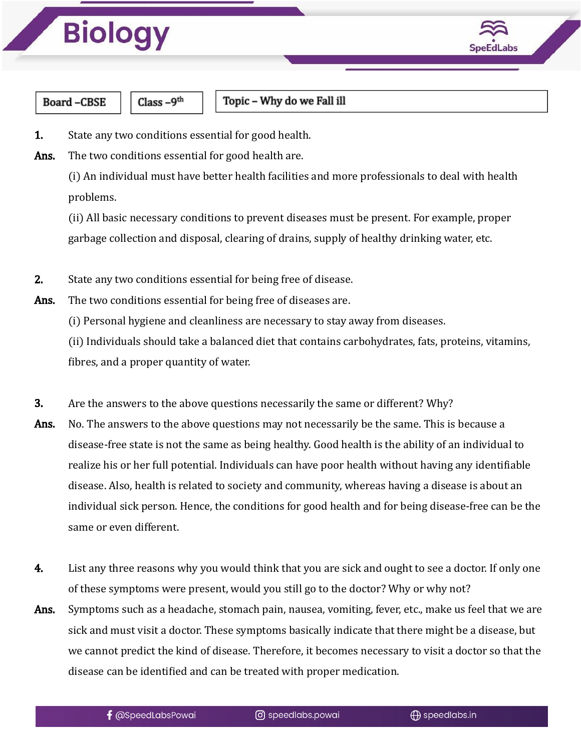# Biology

| Board – CBSE | Class – 9th | Topic – Why do we Fall ill |
|---|---|---|

**1.** State any two conditions essential for good health.

**Ans.** The two conditions essential for good health are.

(i) An individual must have better health facilities and more professionals to deal with health problems.

(ii) All basic necessary conditions to prevent diseases must be present. For example, proper garbage collection and disposal, clearing of drains, supply of healthy drinking water, etc.

**2.** State any two conditions essential for being free of disease.

**Ans.** The two conditions essential for being free of diseases are.

(i) Personal hygiene and cleanliness are necessary to stay away from diseases.

(ii) Individuals should take a balanced diet that contains carbohydrates, fats, proteins, vitamins, fibres, and a proper quantity of water.

**3.** Are the answers to the above questions necessarily the same or different? Why?

**Ans.** No. The answers to the above questions may not necessarily be the same. This is because a disease-free state is not the same as being healthy. Good health is the ability of an individual to realize his or her full potential. Individuals can have poor health without having any identifiable disease. Also, health is related to society and community, whereas having a disease is about an individual sick person. Hence, the conditions for good health and for being disease-free can be the same or even different.

**4.** List any three reasons why you would think that you are sick and ought to see a doctor. If only one of these symptoms were present, would you still go to the doctor? Why or why not?

**Ans.** Symptoms such as a headache, stomach pain, nausea, vomiting, fever, etc., make us feel that we are sick and must visit a doctor. These symptoms basically indicate that there might be a disease, but we cannot predict the kind of disease. Therefore, it becomes necessary to visit a doctor so that the disease can be identified and can be treated with proper medication.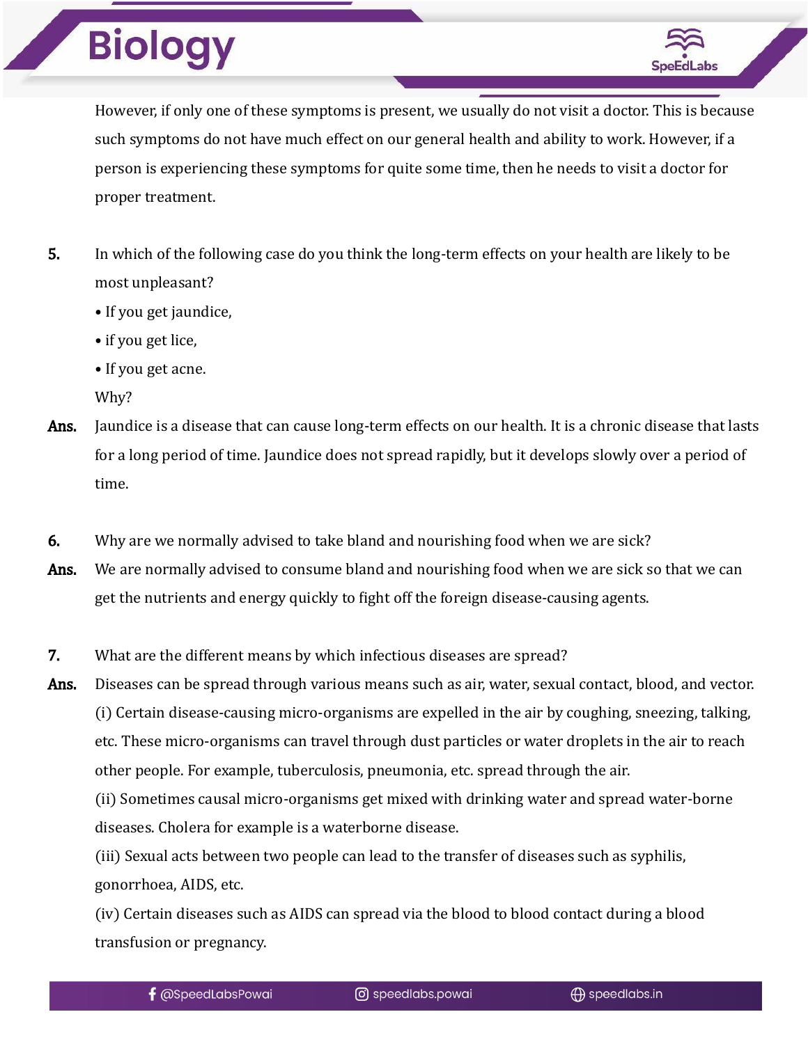However, if only one of these symptoms is present, we usually do not visit a doctor. This is because such symptoms do not have much effect on our general health and ability to work. However, if a person is experiencing these symptoms for quite some time, then he needs to visit a doctor for proper treatment.

**5.** In which of the following case do you think the long-term effects on your health are likely to be most unpleasant?

- If you get jaundice,
- if you get lice,
- If you get acne.

Why?

**Ans.** Jaundice is a disease that can cause long-term effects on our health. It is a chronic disease that lasts for a long period of time. Jaundice does not spread rapidly, but it develops slowly over a period of time.

**6.** Why are we normally advised to take bland and nourishing food when we are sick?

**Ans.** We are normally advised to consume bland and nourishing food when we are sick so that we can get the nutrients and energy quickly to fight off the foreign disease-causing agents.

**7.** What are the different means by which infectious diseases are spread?

**Ans.** Diseases can be spread through various means such as air, water, sexual contact, blood, and vector.

(i) Certain disease-causing micro-organisms are expelled in the air by coughing, sneezing, talking, etc. These micro-organisms can travel through dust particles or water droplets in the air to reach other people. For example, tuberculosis, pneumonia, etc. spread through the air.

(ii) Sometimes causal micro-organisms get mixed with drinking water and spread water-borne diseases. Cholera for example is a waterborne disease.

(iii) Sexual acts between two people can lead to the transfer of diseases such as syphilis, gonorrhoea, AIDS, etc.

(iv) Certain diseases such as AIDS can spread via the blood to blood contact during a blood transfusion or pregnancy.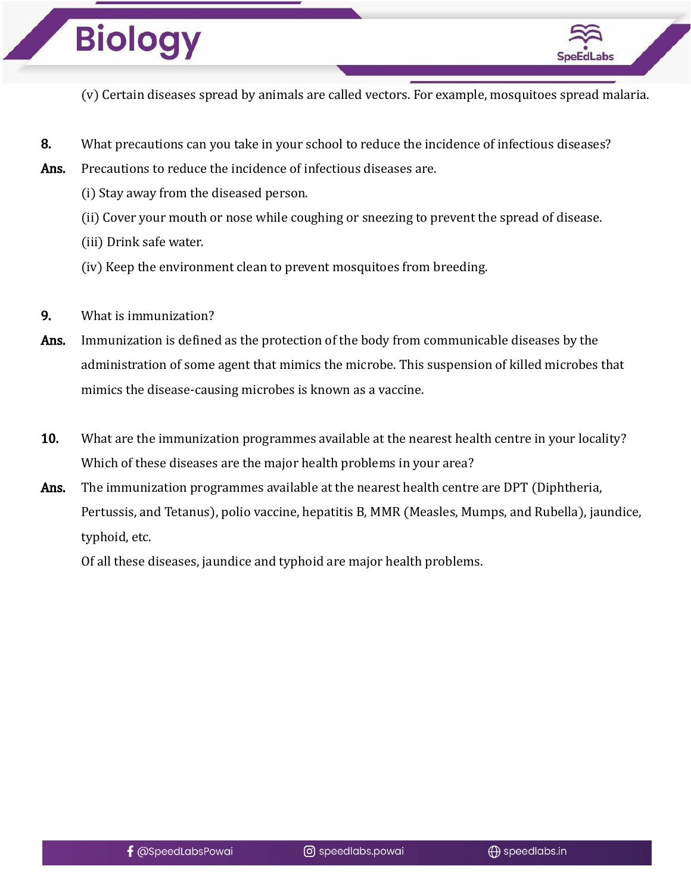(v) Certain diseases spread by animals are called vectors. For example, mosquitoes spread malaria.

**8.** What precautions can you take in your school to reduce the incidence of infectious diseases?

**Ans.** Precautions to reduce the incidence of infectious diseases are.

(i) Stay away from the diseased person.

(ii) Cover your mouth or nose while coughing or sneezing to prevent the spread of disease.

(iii) Drink safe water.

(iv) Keep the environment clean to prevent mosquitoes from breeding.

**9.** What is immunization?

**Ans.** Immunization is defined as the protection of the body from communicable diseases by the administration of some agent that mimics the microbe. This suspension of killed microbes that mimics the disease-causing microbes is known as a vaccine.

**10.** What are the immunization programmes available at the nearest health centre in your locality? Which of these diseases are the major health problems in your area?

**Ans.** The immunization programmes available at the nearest health centre are DPT (Diphtheria, Pertussis, and Tetanus), polio vaccine, hepatitis B, MMR (Measles, Mumps, and Rubella), jaundice, typhoid, etc.

Of all these diseases, jaundice and typhoid are major health problems.